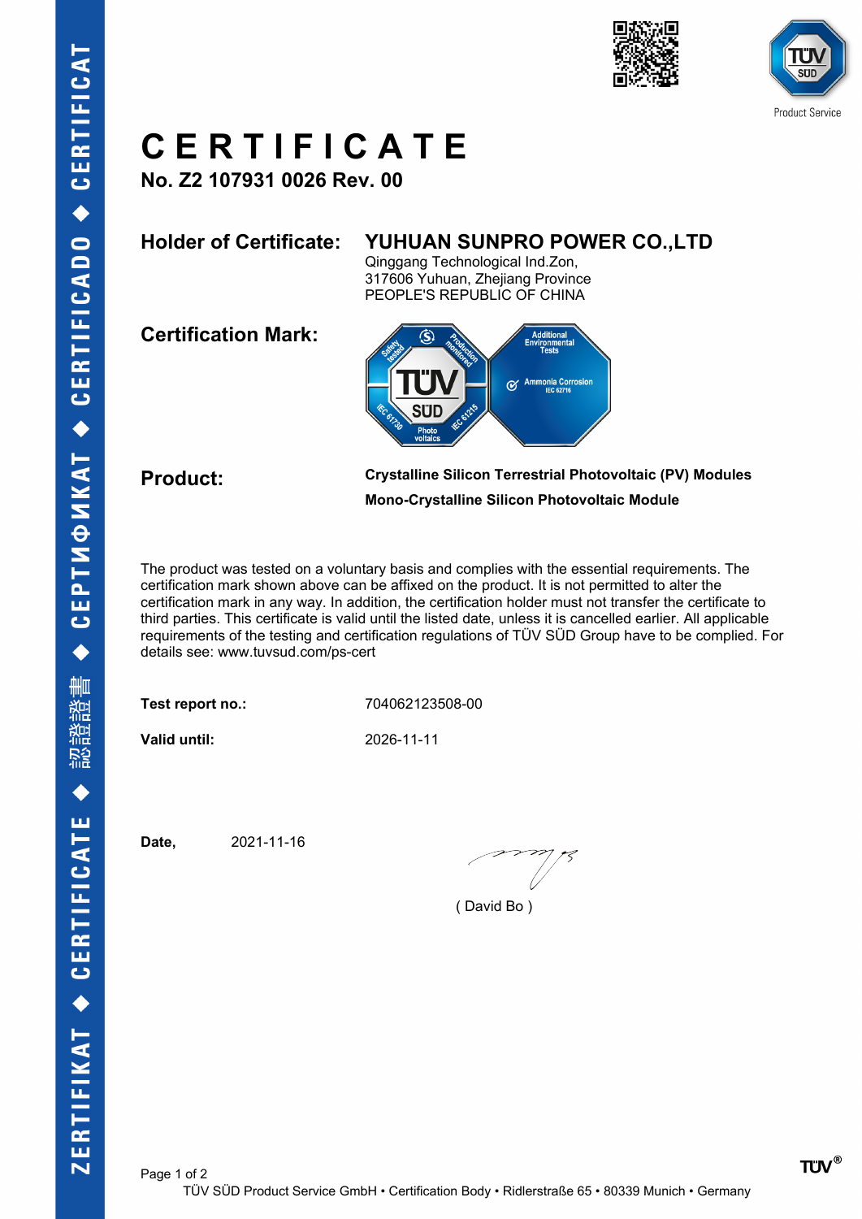# CERTIFICATE

**No. Z2 107931 0026 Rev. 00**

**Holder of Certificate:** **YUHUAN SUNPRO POWER CO.,LTD**
Qinggang Technological Ind.Zon,
317606 Yuhuan, Zhejiang Province
PEOPLE'S REPUBLIC OF CHINA

**Certification Mark:**

**Product:** **Crystalline Silicon Terrestrial Photovoltaic (PV) Modules**
**Mono-Crystalline Silicon Photovoltaic Module**

The product was tested on a voluntary basis and complies with the essential requirements. The certification mark shown above can be affixed on the product. It is not permitted to alter the certification mark in any way. In addition, the certification holder must not transfer the certificate to third parties. This certificate is valid until the listed date, unless it is cancelled earlier. All applicable requirements of the testing and certification regulations of TÜV SÜD Group have to be complied. For details see: www.tuvsud.com/ps-cert

**Test report no.:** 704062123508-00

**Valid until:** 2026-11-11

**Date,** 2021-11-16

( David Bo )

TÜV SÜD Product Service GmbH • Certification Body • Ridlerstraße 65 • 80339 Munich • Germany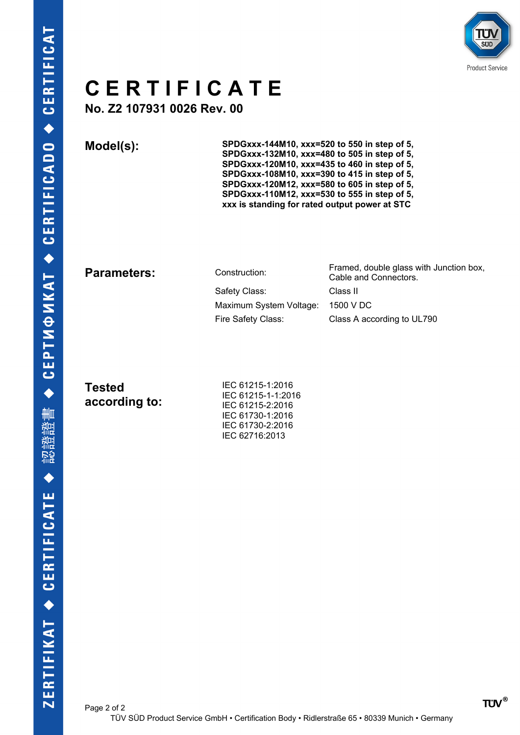# CERTIFICATE

**No. Z2 107931 0026 Rev. 00**

**Model(s):**

**SPDGxxx-144M10, xxx=520 to 550 in step of 5,**
**SPDGxxx-132M10, xxx=480 to 505 in step of 5,**
**SPDGxxx-120M10, xxx=435 to 460 in step of 5,**
**SPDGxxx-108M10, xxx=390 to 415 in step of 5,**
**SPDGxxx-120M12, xxx=580 to 605 in step of 5,**
**SPDGxxx-110M12, xxx=530 to 555 in step of 5,**
**xxx is standing for rated output power at STC**

**Parameters:**

| | |
|---|---|
| Construction: | Framed, double glass with Junction box, Cable and Connectors. |
| Safety Class: | Class II |
| Maximum System Voltage: | 1500 V DC |
| Fire Safety Class: | Class A according to UL790 |

**Tested according to:**

IEC 61215-1:2016
IEC 61215-1-1:2016
IEC 61215-2:2016
IEC 61730-1:2016
IEC 61730-2:2016
IEC 62716:2013

TÜV SÜD Product Service GmbH • Certification Body • Ridlerstraße 65 • 80339 Munich • Germany